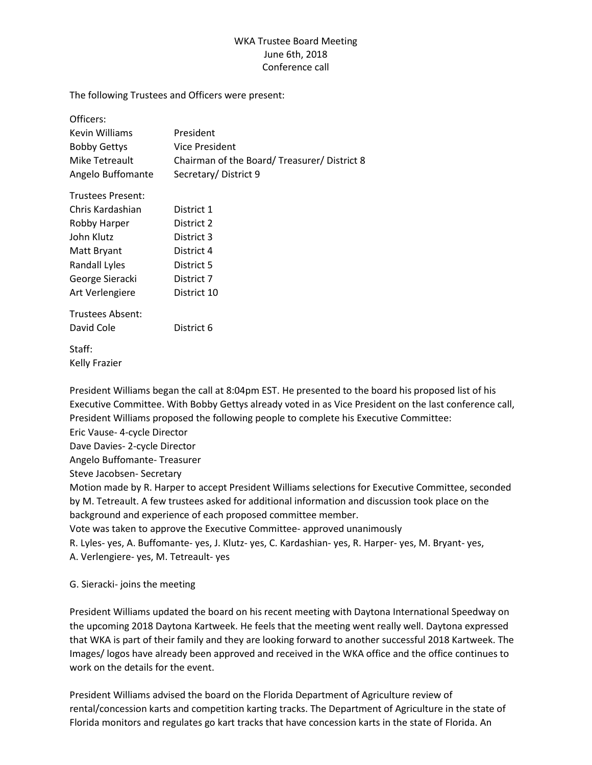WKA Trustee Board Meeting
June 6th, 2018
Conference call

The following Trustees and Officers were present:

Officers:

| | |
|---|---|
| Kevin Williams | President |
| Bobby Gettys | Vice President |
| Mike Tetreault | Chairman of the Board/ Treasurer/ District 8 |
| Angelo Buffomante | Secretary/ District 9 |

Trustees Present:

| | |
|---|---|
| Chris Kardashian | District 1 |
| Robby Harper | District 2 |
| John Klutz | District 3 |
| Matt Bryant | District 4 |
| Randall Lyles | District 5 |
| George Sieracki | District 7 |
| Art Verlengiere | District 10 |

Trustees Absent:

| | |
|---|---|
| David Cole | District 6 |

Staff:
Kelly Frazier

President Williams began the call at 8:04pm EST. He presented to the board his proposed list of his Executive Committee. With Bobby Gettys already voted in as Vice President on the last conference call, President Williams proposed the following people to complete his Executive Committee:
Eric Vause- 4-cycle Director
Dave Davies- 2-cycle Director
Angelo Buffomante- Treasurer
Steve Jacobsen- Secretary
Motion made by R. Harper to accept President Williams selections for Executive Committee, seconded by M. Tetreault. A few trustees asked for additional information and discussion took place on the background and experience of each proposed committee member.
Vote was taken to approve the Executive Committee- approved unanimously
R. Lyles- yes, A. Buffomante- yes, J. Klutz- yes, C. Kardashian- yes, R. Harper- yes, M. Bryant- yes, A. Verlengiere- yes, M. Tetreault- yes

G. Sieracki- joins the meeting

President Williams updated the board on his recent meeting with Daytona International Speedway on the upcoming 2018 Daytona Kartweek. He feels that the meeting went really well. Daytona expressed that WKA is part of their family and they are looking forward to another successful 2018 Kartweek. The Images/ logos have already been approved and received in the WKA office and the office continues to work on the details for the event.

President Williams advised the board on the Florida Department of Agriculture review of rental/concession karts and competition karting tracks. The Department of Agriculture in the state of Florida monitors and regulates go kart tracks that have concession karts in the state of Florida. An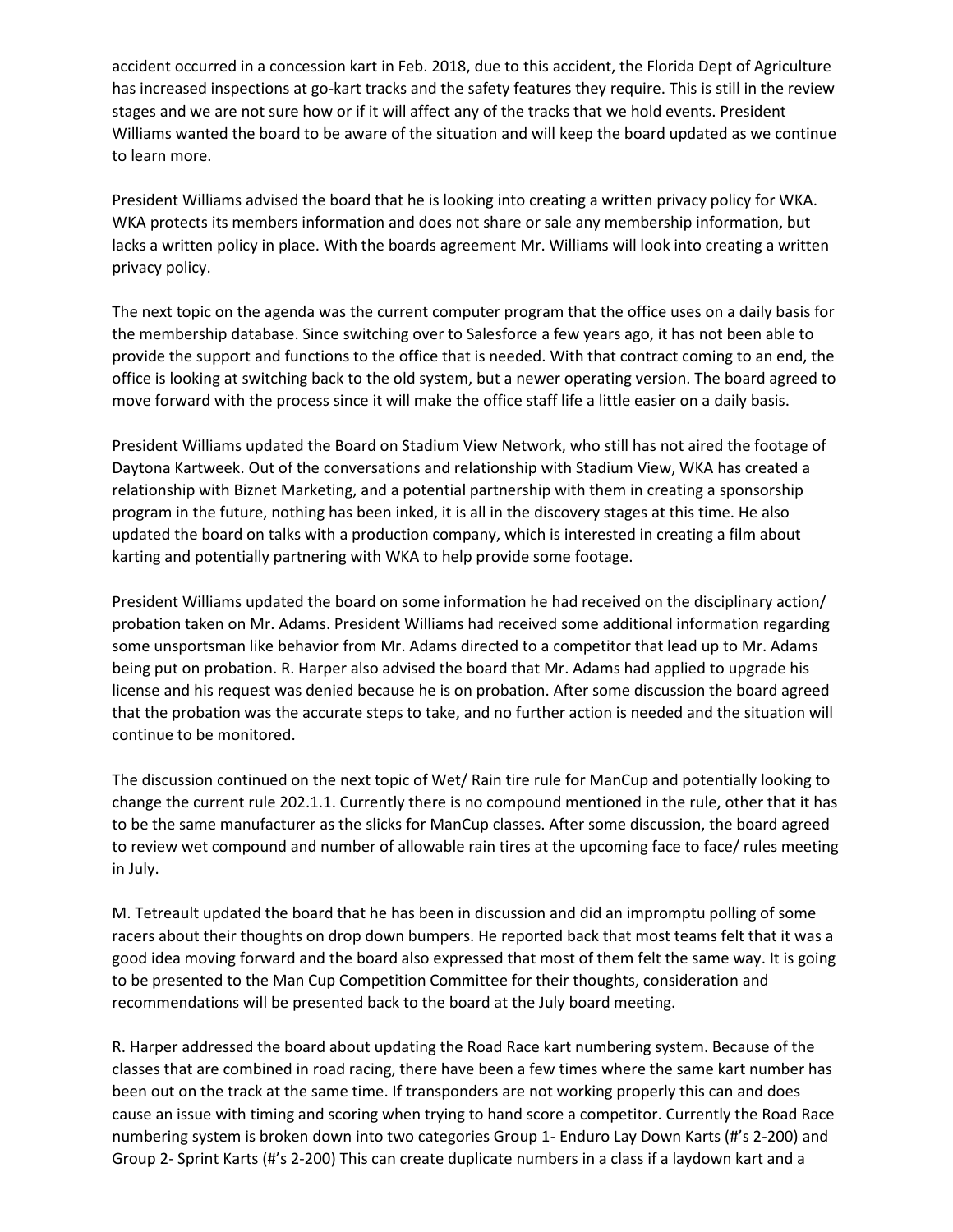accident occurred in a concession kart in Feb. 2018, due to this accident, the Florida Dept of Agriculture has increased inspections at go-kart tracks and the safety features they require. This is still in the review stages and we are not sure how or if it will affect any of the tracks that we hold events. President Williams wanted the board to be aware of the situation and will keep the board updated as we continue to learn more.

President Williams advised the board that he is looking into creating a written privacy policy for WKA. WKA protects its members information and does not share or sale any membership information, but lacks a written policy in place. With the boards agreement Mr. Williams will look into creating a written privacy policy.

The next topic on the agenda was the current computer program that the office uses on a daily basis for the membership database. Since switching over to Salesforce a few years ago, it has not been able to provide the support and functions to the office that is needed. With that contract coming to an end, the office is looking at switching back to the old system, but a newer operating version. The board agreed to move forward with the process since it will make the office staff life a little easier on a daily basis.

President Williams updated the Board on Stadium View Network, who still has not aired the footage of Daytona Kartweek. Out of the conversations and relationship with Stadium View, WKA has created a relationship with Biznet Marketing, and a potential partnership with them in creating a sponsorship program in the future, nothing has been inked, it is all in the discovery stages at this time. He also updated the board on talks with a production company, which is interested in creating a film about karting and potentially partnering with WKA to help provide some footage.

President Williams updated the board on some information he had received on the disciplinary action/ probation taken on Mr. Adams. President Williams had received some additional information regarding some unsportsman like behavior from Mr. Adams directed to a competitor that lead up to Mr. Adams being put on probation. R. Harper also advised the board that Mr. Adams had applied to upgrade his license and his request was denied because he is on probation. After some discussion the board agreed that the probation was the accurate steps to take, and no further action is needed and the situation will continue to be monitored.

The discussion continued on the next topic of Wet/ Rain tire rule for ManCup and potentially looking to change the current rule 202.1.1. Currently there is no compound mentioned in the rule, other that it has to be the same manufacturer as the slicks for ManCup classes. After some discussion, the board agreed to review wet compound and number of allowable rain tires at the upcoming face to face/ rules meeting in July.

M. Tetreault updated the board that he has been in discussion and did an impromptu polling of some racers about their thoughts on drop down bumpers. He reported back that most teams felt that it was a good idea moving forward and the board also expressed that most of them felt the same way. It is going to be presented to the Man Cup Competition Committee for their thoughts, consideration and recommendations will be presented back to the board at the July board meeting.

R. Harper addressed the board about updating the Road Race kart numbering system. Because of the classes that are combined in road racing, there have been a few times where the same kart number has been out on the track at the same time. If transponders are not working properly this can and does cause an issue with timing and scoring when trying to hand score a competitor. Currently the Road Race numbering system is broken down into two categories Group 1- Enduro Lay Down Karts (#'s 2-200) and Group 2- Sprint Karts (#'s 2-200) This can create duplicate numbers in a class if a laydown kart and a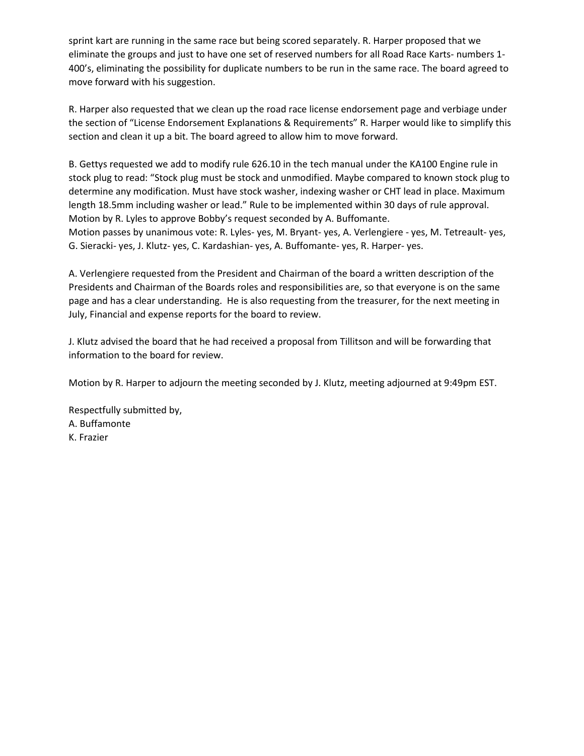sprint kart are running in the same race but being scored separately. R. Harper proposed that we eliminate the groups and just to have one set of reserved numbers for all Road Race Karts- numbers 1-400's, eliminating the possibility for duplicate numbers to be run in the same race. The board agreed to move forward with his suggestion.

R. Harper also requested that we clean up the road race license endorsement page and verbiage under the section of "License Endorsement Explanations & Requirements" R. Harper would like to simplify this section and clean it up a bit. The board agreed to allow him to move forward.

B. Gettys requested we add to modify rule 626.10 in the tech manual under the KA100 Engine rule in stock plug to read: "Stock plug must be stock and unmodified. Maybe compared to known stock plug to determine any modification. Must have stock washer, indexing washer or CHT lead in place. Maximum length 18.5mm including washer or lead." Rule to be implemented within 30 days of rule approval.
Motion by R. Lyles to approve Bobby's request seconded by A. Buffomante.
Motion passes by unanimous vote: R. Lyles- yes, M. Bryant- yes, A. Verlengiere - yes, M. Tetreault- yes, G. Sieracki- yes, J. Klutz- yes, C. Kardashian- yes, A. Buffomante- yes, R. Harper- yes.

A. Verlengiere requested from the President and Chairman of the board a written description of the Presidents and Chairman of the Boards roles and responsibilities are, so that everyone is on the same page and has a clear understanding. He is also requesting from the treasurer, for the next meeting in July, Financial and expense reports for the board to review.

J. Klutz advised the board that he had received a proposal from Tillitson and will be forwarding that information to the board for review.

Motion by R. Harper to adjourn the meeting seconded by J. Klutz, meeting adjourned at 9:49pm EST.

Respectfully submitted by,
A. Buffamonte
K. Frazier